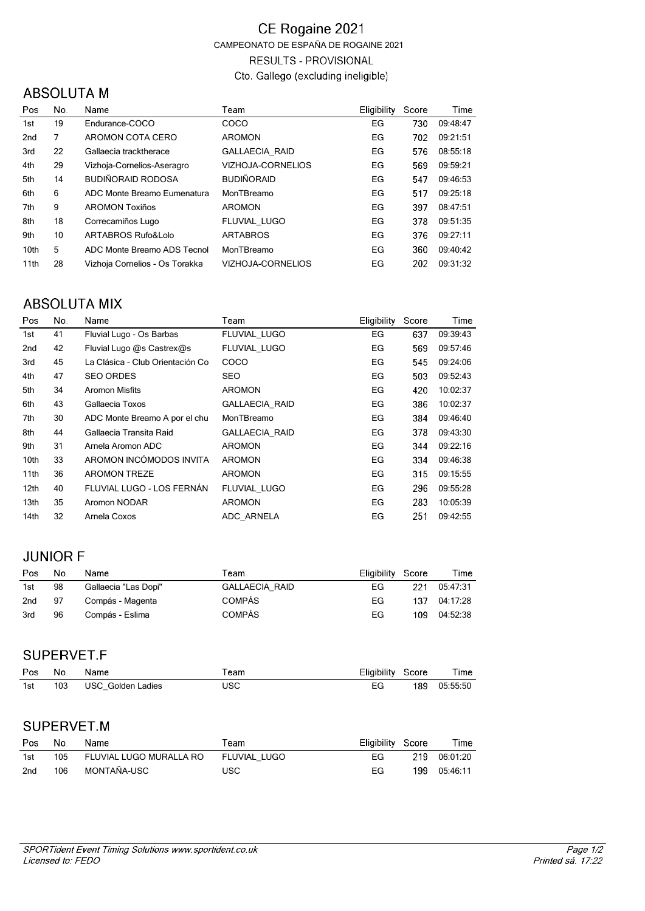# CE Rogaine 2021

CAMPEONATO DE ESPAÑA DE ROGAINE 2021

RESULTS - PROVISIONAL

Cto. Gallego (excluding ineligible)

## ABSOLUTA M

| Pos | No. | Name | Team | Eligibility | Score | Time |
|---|---|---|---|---|---|---|
| 1st | 19 | Endurance-COCO | COCO | EG | 730 | 09:48:47 |
| 2nd | 7 | AROMON COTA CERO | AROMON | EG | 702 | 09:21:51 |
| 3rd | 22 | Gallaecia tracktherace | GALLAECIA_RAID | EG | 576 | 08:55:18 |
| 4th | 29 | Vizhoja-Cornelios-Aseragro | VIZHOJA-CORNELIOS | EG | 569 | 09:59:21 |
| 5th | 14 | BUDIÑORAID RODOSA | BUDIÑORAID | EG | 547 | 09:46:53 |
| 6th | 6 | ADC Monte Breamo Eumenatura | MonTBreamo | EG | 517 | 09:25:18 |
| 7th | 9 | AROMON Toxiños | AROMON | EG | 397 | 08:47:51 |
| 8th | 18 | Correcamiños Lugo | FLUVIAL_LUGO | EG | 378 | 09:51:35 |
| 9th | 10 | ARTABROS Rufo&Lolo | ARTABROS | EG | 376 | 09:27:11 |
| 10th | 5 | ADC Monte Breamo ADS Tecnol | MonTBreamo | EG | 360 | 09:40:42 |
| 11th | 28 | Vizhoja Cornelios - Os Torakka | VIZHOJA-CORNELIOS | EG | 202 | 09:31:32 |

## ABSOLUTA MIX

| Pos | No. | Name | Team | Eligibility | Score | Time |
|---|---|---|---|---|---|---|
| 1st | 41 | Fluvial Lugo - Os Barbas | FLUVIAL_LUGO | EG | 637 | 09:39:43 |
| 2nd | 42 | Fluvial Lugo @s Castrex@s | FLUVIAL_LUGO | EG | 569 | 09:57:46 |
| 3rd | 45 | La Clásica - Club Orientación Co | COCO | EG | 545 | 09:24:06 |
| 4th | 47 | SEO ORDES | SEO | EG | 503 | 09:52:43 |
| 5th | 34 | Aromon Misfits | AROMON | EG | 420 | 10:02:37 |
| 6th | 43 | Gallaecia Toxos | GALLAECIA_RAID | EG | 386 | 10:02:37 |
| 7th | 30 | ADC Monte Breamo A por el chu | MonTBreamo | EG | 384 | 09:46:40 |
| 8th | 44 | Gallaecia Transita Raid | GALLAECIA_RAID | EG | 378 | 09:43:30 |
| 9th | 31 | Arnela Aromon ADC | AROMON | EG | 344 | 09:22:16 |
| 10th | 33 | AROMON INCÓMODOS INVITA | AROMON | EG | 334 | 09:46:38 |
| 11th | 36 | AROMON TREZE | AROMON | EG | 315 | 09:15:55 |
| 12th | 40 | FLUVIAL LUGO - LOS FERNÁN | FLUVIAL_LUGO | EG | 296 | 09:55:28 |
| 13th | 35 | Aromon NODAR | AROMON | EG | 283 | 10:05:39 |
| 14th | 32 | Arnela Coxos | ADC_ARNELA | EG | 251 | 09:42:55 |

## JUNIOR F

| Pos | No. | Name | Team | Eligibility | Score | Time |
|---|---|---|---|---|---|---|
| 1st | 98 | Gallaecia "Las Dopi" | GALLAECIA_RAID | EG | 221 | 05:47:31 |
| 2nd | 97 | Compás - Magenta | COMPÁS | EG | 137 | 04:17:28 |
| 3rd | 96 | Compás - Eslima | COMPÁS | EG | 109 | 04:52:38 |

## SUPERVET.F

| Pos | No. | Name | Team | Eligibility | Score | Time |
|---|---|---|---|---|---|---|
| 1st | 103 | USC_Golden Ladies | USC | EG | 189 | 05:55:50 |

## SUPERVET.M

| Pos | No. | Name | Team | Eligibility | Score | Time |
|---|---|---|---|---|---|---|
| 1st | 105 | FLUVIAL LUGO MURALLA RO | FLUVIAL_LUGO | EG | 219 | 06:01:20 |
| 2nd | 106 | MONTAÑA-USC | USC | EG | 199 | 05:46:11 |

*SPORTident Event Timing Solutions www.sportident.co.uk*
*Licensed to: FEDO*

*Printed sá. 17:22*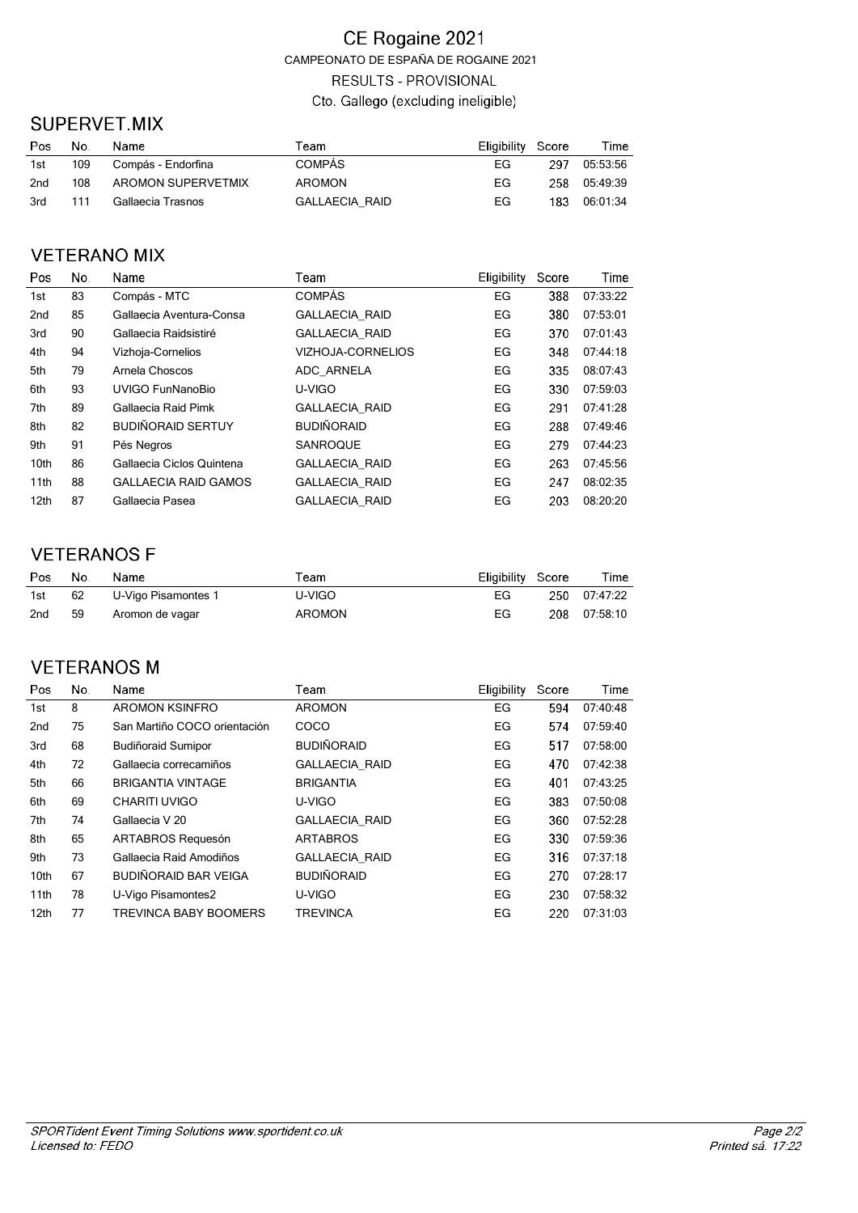# CE Rogaine 2021

CAMPEONATO DE ESPAÑA DE ROGAINE 2021

RESULTS - PROVISIONAL

Cto. Gallego (excluding ineligible)

## SUPERVET.MIX

| Pos | No. | Name | Team | Eligibility | Score | Time |
|---|---|---|---|---|---|---|
| 1st | 109 | Compás - Endorfina | COMPÁS | EG | 297 | 05:53:56 |
| 2nd | 108 | AROMON SUPERVETMIX | AROMON | EG | 258 | 05:49:39 |
| 3rd | 111 | Gallaecia Trasnos | GALLAECIA_RAID | EG | 183 | 06:01:34 |

## VETERANO MIX

| Pos | No. | Name | Team | Eligibility | Score | Time |
|---|---|---|---|---|---|---|
| 1st | 83 | Compás - MTC | COMPÁS | EG | 388 | 07:33:22 |
| 2nd | 85 | Gallaecia Aventura-Consa | GALLAECIA_RAID | EG | 380 | 07:53:01 |
| 3rd | 90 | Gallaecia Raidsistiré | GALLAECIA_RAID | EG | 370 | 07:01:43 |
| 4th | 94 | Vizhoja-Cornelios | VIZHOJA-CORNELIOS | EG | 348 | 07:44:18 |
| 5th | 79 | Arnela Choscos | ADC_ARNELA | EG | 335 | 08:07:43 |
| 6th | 93 | UVIGO FunNanoBio | U-VIGO | EG | 330 | 07:59:03 |
| 7th | 89 | Gallaecia Raid Pimk | GALLAECIA_RAID | EG | 291 | 07:41:28 |
| 8th | 82 | BUDIÑORAID SERTUY | BUDIÑORAID | EG | 288 | 07:49:46 |
| 9th | 91 | Pés Negros | SANROQUE | EG | 279 | 07:44:23 |
| 10th | 86 | Gallaecia Ciclos Quintena | GALLAECIA_RAID | EG | 263 | 07:45:56 |
| 11th | 88 | GALLAECIA RAID GAMOS | GALLAECIA_RAID | EG | 247 | 08:02:35 |
| 12th | 87 | Gallaecia Pasea | GALLAECIA_RAID | EG | 203 | 08:20:20 |

## VETERANOS F

| Pos | No. | Name | Team | Eligibility | Score | Time |
|---|---|---|---|---|---|---|
| 1st | 62 | U-Vigo Pisamontes 1 | U-VIGO | EG | 250 | 07:47:22 |
| 2nd | 59 | Aromon de vagar | AROMON | EG | 208 | 07:58:10 |

## VETERANOS M

| Pos | No. | Name | Team | Eligibility | Score | Time |
|---|---|---|---|---|---|---|
| 1st | 8 | AROMON KSINFRO | AROMON | EG | 594 | 07:40:48 |
| 2nd | 75 | San Martiño COCO orientación | COCO | EG | 574 | 07:59:40 |
| 3rd | 68 | Budiñoraid Sumipor | BUDIÑORAID | EG | 517 | 07:58:00 |
| 4th | 72 | Gallaecia correcamiños | GALLAECIA_RAID | EG | 470 | 07:42:38 |
| 5th | 66 | BRIGANTIA VINTAGE | BRIGANTIA | EG | 401 | 07:43:25 |
| 6th | 69 | CHARITI UVIGO | U-VIGO | EG | 383 | 07:50:08 |
| 7th | 74 | Gallaecia V 20 | GALLAECIA_RAID | EG | 360 | 07:52:28 |
| 8th | 65 | ARTABROS Requesón | ARTABROS | EG | 330 | 07:59:36 |
| 9th | 73 | Gallaecia Raid Amodiños | GALLAECIA_RAID | EG | 316 | 07:37:18 |
| 10th | 67 | BUDIÑORAID BAR VEIGA | BUDIÑORAID | EG | 270 | 07:28:17 |
| 11th | 78 | U-Vigo Pisamontes2 | U-VIGO | EG | 230 | 07:58:32 |
| 12th | 77 | TREVINCA BABY BOOMERS | TREVINCA | EG | 220 | 07:31:03 |

*SPORTident Event Timing Solutions www.sportident.co.uk*
*Licensed to: FEDO*

*Printed sá. 17:22*